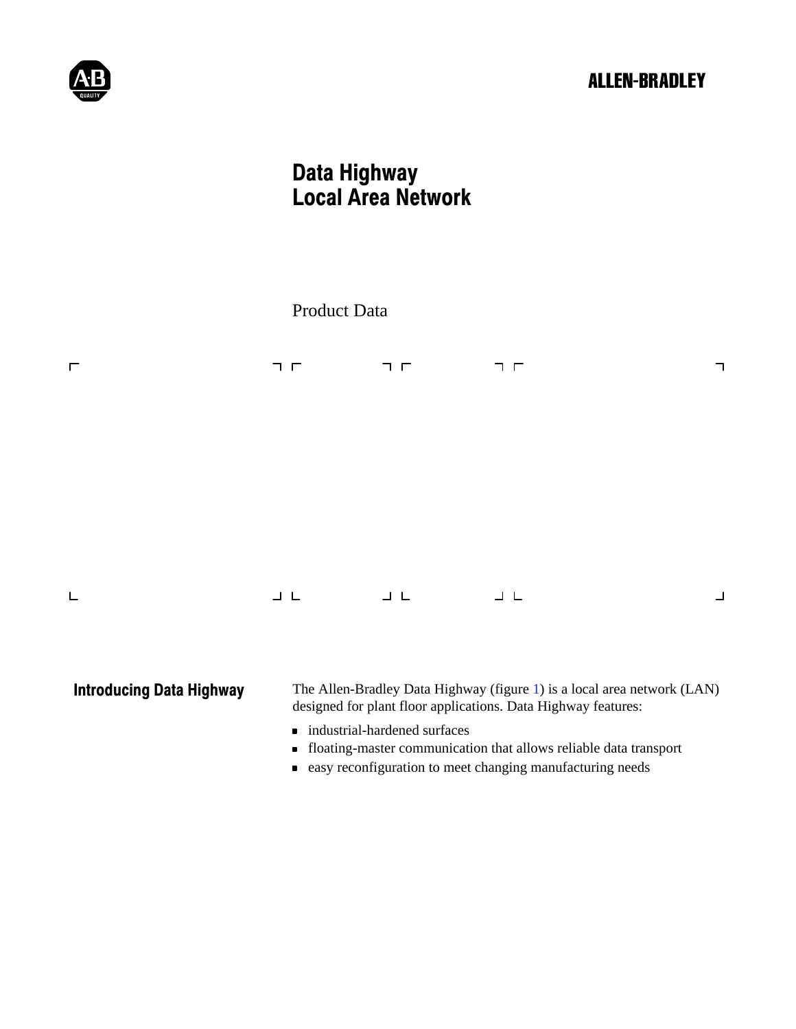ALLEN-BRADLEY

# Data Highway Local Area Network

Product Data

## Introducing Data Highway

The Allen-Bradley Data Highway (figure 1) is a local area network (LAN) designed for plant floor applications. Data Highway features:

- industrial-hardened surfaces
- floating-master communication that allows reliable data transport
- easy reconfiguration to meet changing manufacturing needs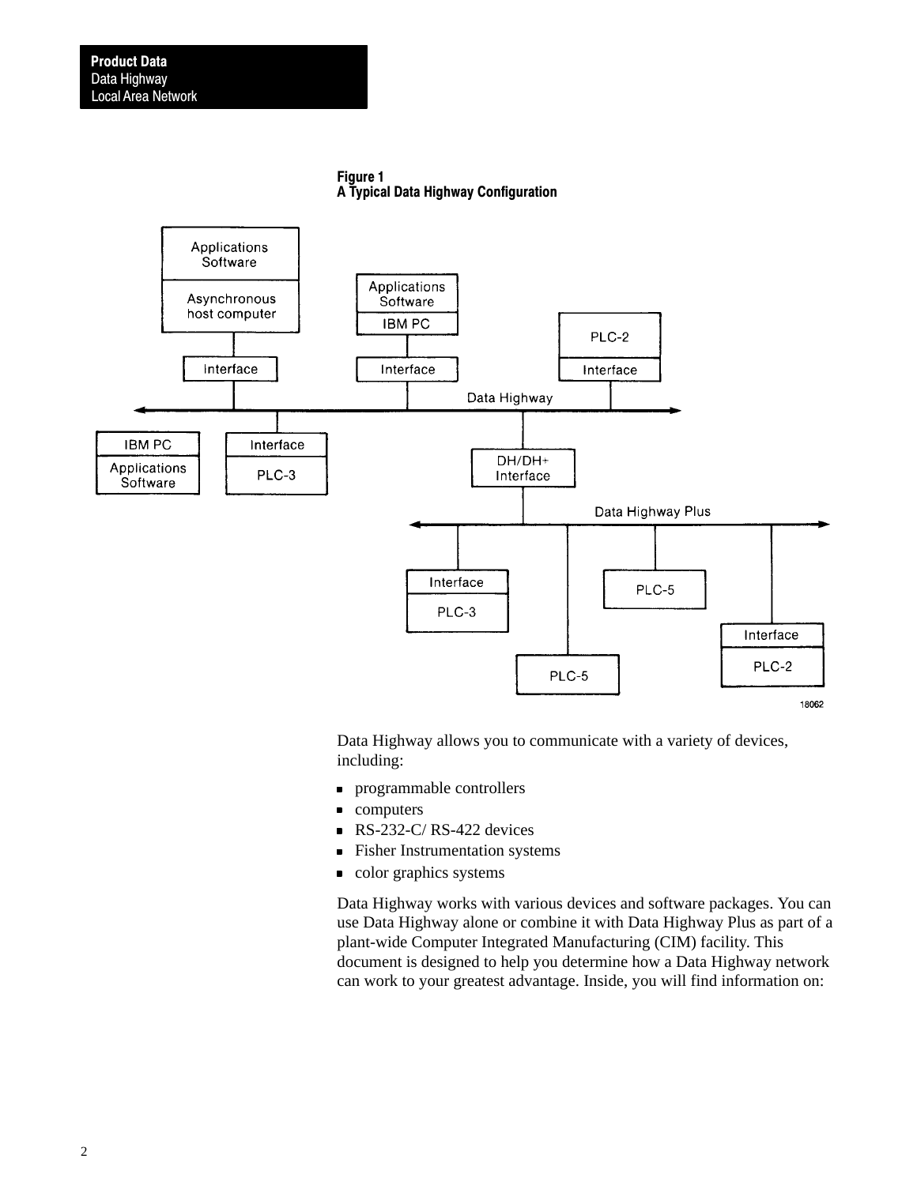**Figure 1**
**A Typical Data Highway Configuration**

Data Highway allows you to communicate with a variety of devices, including:

- programmable controllers
- computers
- RS-232-C/ RS-422 devices
- Fisher Instrumentation systems
- color graphics systems

Data Highway works with various devices and software packages. You can use Data Highway alone or combine it with Data Highway Plus as part of a plant-wide Computer Integrated Manufacturing (CIM) facility. This document is designed to help you determine how a Data Highway network can work to your greatest advantage. Inside, you will find information on: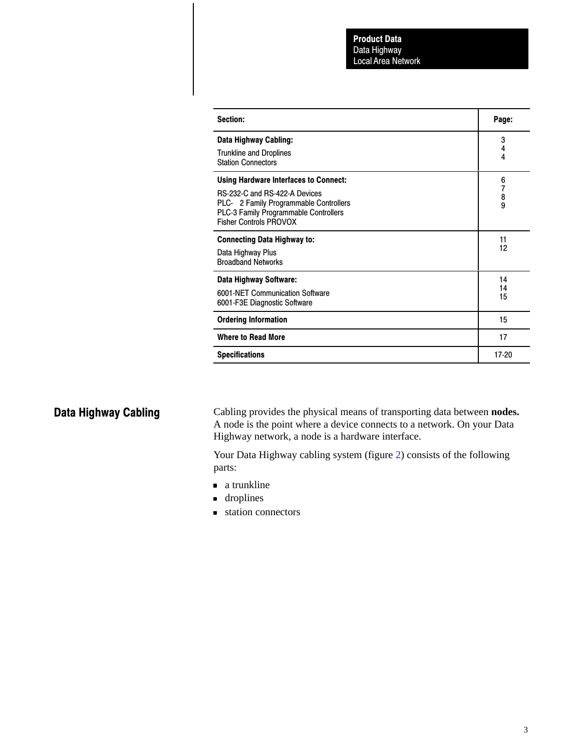**Product Data**
Data Highway
Local Area Network

| Section: | Page: |
| --- | --- |
| **Data Highway Cabling:** | 3 |
| Trunkline and Droplines | 4 |
| Station Connectors | 4 |
| **Using Hardware Interfaces to Connect:** | 6 |
| RS-232-C and RS-422-A Devices | 7 |
| PLC-   2 Family Programmable Controllers | 8 |
| PLC-3 Family Programmable Controllers | 9 |
| Fisher Controls PROVOX | |
| **Connecting Data Highway to:** | 11 |
| Data Highway Plus | 12 |
| Broadband Networks | |
| **Data Highway Software:** | 14 |
| 6001-NET Communication Software | 14 |
| 6001-F3E Diagnostic Software | 15 |
| **Ordering Information** | 15 |
| **Where to Read More** | 17 |
| **Specifications** | 17-20 |

## Data Highway Cabling

Cabling provides the physical means of transporting data between **nodes.** A node is the point where a device connects to a network. On your Data Highway network, a node is a hardware interface.

Your Data Highway cabling system (figure 2) consists of the following parts:

- a trunkline
- droplines
- station connectors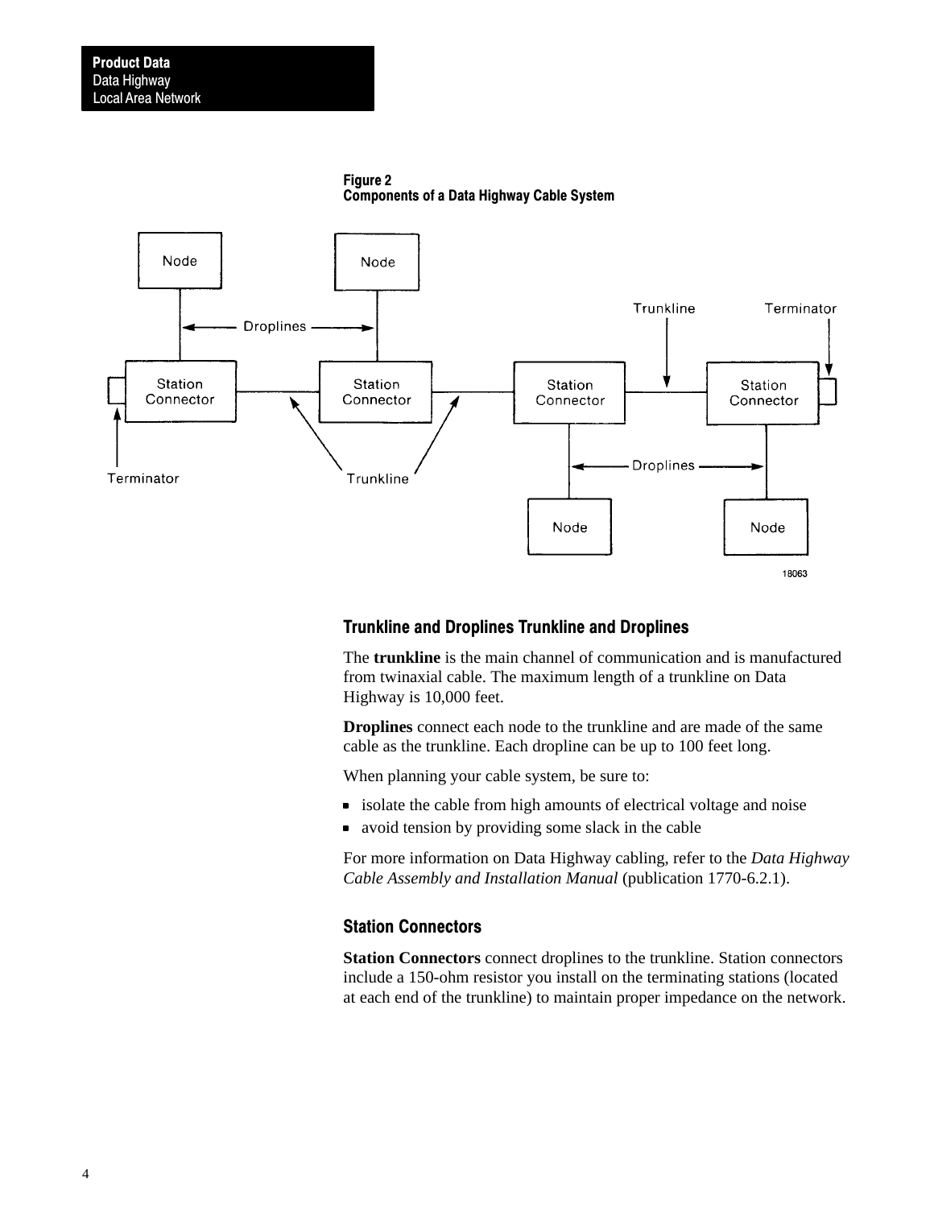Figure 2
Components of a Data Highway Cable System

## Trunkline and Droplines Trunkline and Droplines

The **trunkline** is the main channel of communication and is manufactured from twinaxial cable. The maximum length of a trunkline on Data Highway is 10,000 feet.

**Droplines** connect each node to the trunkline and are made of the same cable as the trunkline. Each dropline can be up to 100 feet long.

When planning your cable system, be sure to:

- isolate the cable from high amounts of electrical voltage and noise
- avoid tension by providing some slack in the cable

For more information on Data Highway cabling, refer to the *Data Highway Cable Assembly and Installation Manual* (publication 1770-6.2.1).

## Station Connectors

**Station Connectors** connect droplines to the trunkline. Station connectors include a 150-ohm resistor you install on the terminating stations (located at each end of the trunkline) to maintain proper impedance on the network.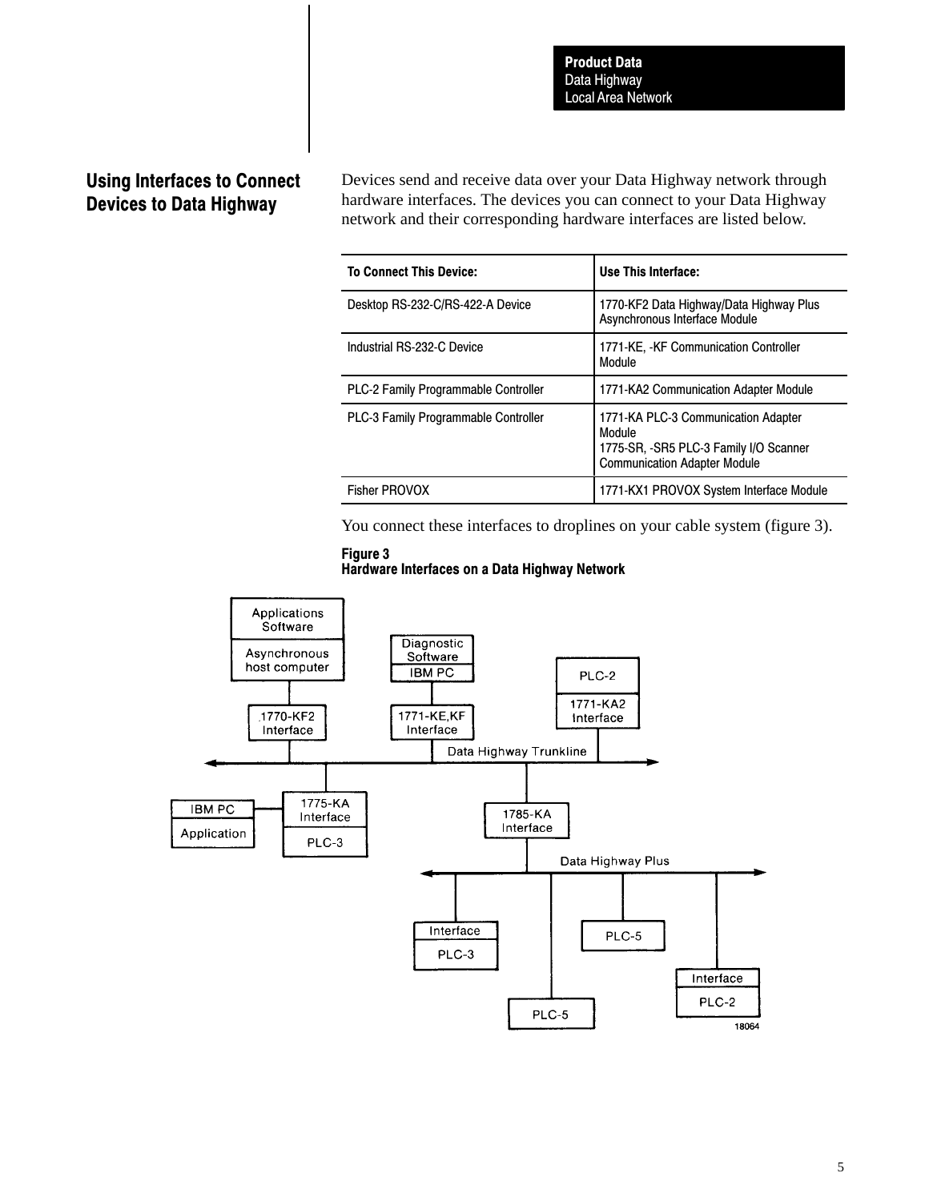## Using Interfaces to Connect Devices to Data Highway

Devices send and receive data over your Data Highway network through hardware interfaces. The devices you can connect to your Data Highway network and their corresponding hardware interfaces are listed below.

| To Connect This Device: | Use This Interface: |
|---|---|
| Desktop RS-232-C/RS-422-A Device | 1770-KF2 Data Highway/Data Highway Plus Asynchronous Interface Module |
| Industrial RS-232-C Device | 1771-KE, -KF Communication Controller Module |
| PLC-2 Family Programmable Controller | 1771-KA2 Communication Adapter Module |
| PLC-3 Family Programmable Controller | 1771-KA PLC-3 Communication Adapter Module<br>1775-SR, -SR5 PLC-3 Family I/O Scanner Communication Adapter Module |
| Fisher PROVOX | 1771-KX1 PROVOX System Interface Module |

You connect these interfaces to droplines on your cable system (figure 3).

**Figure 3**
**Hardware Interfaces on a Data Highway Network**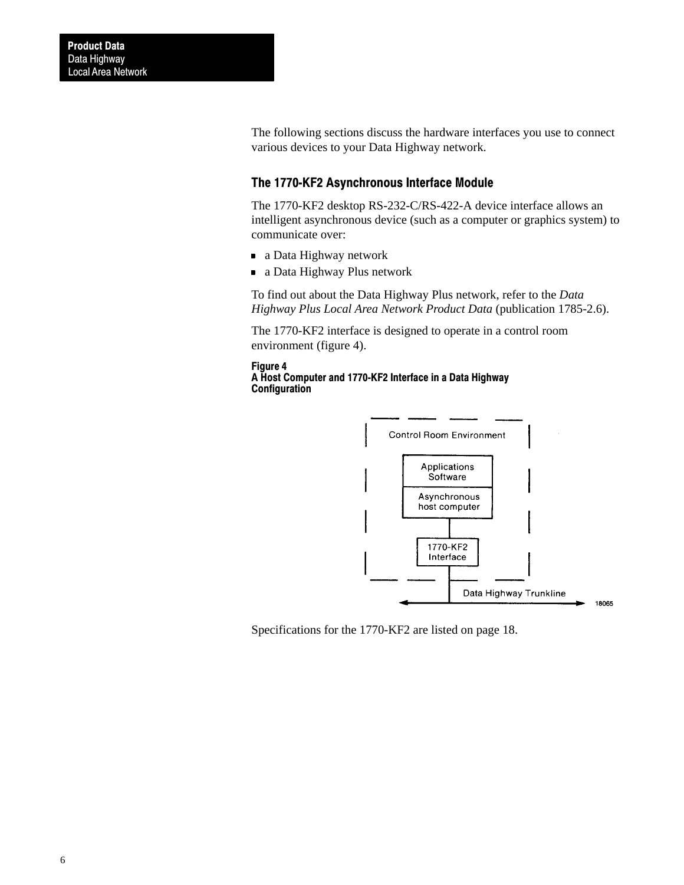The following sections discuss the hardware interfaces you use to connect various devices to your Data Highway network.

## The 1770-KF2 Asynchronous Interface Module

The 1770-KF2 desktop RS-232-C/RS-422-A device interface allows an intelligent asynchronous device (such as a computer or graphics system) to communicate over:

- a Data Highway network
- a Data Highway Plus network

To find out about the Data Highway Plus network, refer to the *Data Highway Plus Local Area Network Product Data* (publication 1785-2.6).

The 1770-KF2 interface is designed to operate in a control room environment (figure 4).

**Figure 4**
**A Host Computer and 1770-KF2 Interface in a Data Highway Configuration**

Control Room Environment

Applications Software

Asynchronous host computer

1770-KF2 Interface

Data Highway Trunkline

18065

Specifications for the 1770-KF2 are listed on page 18.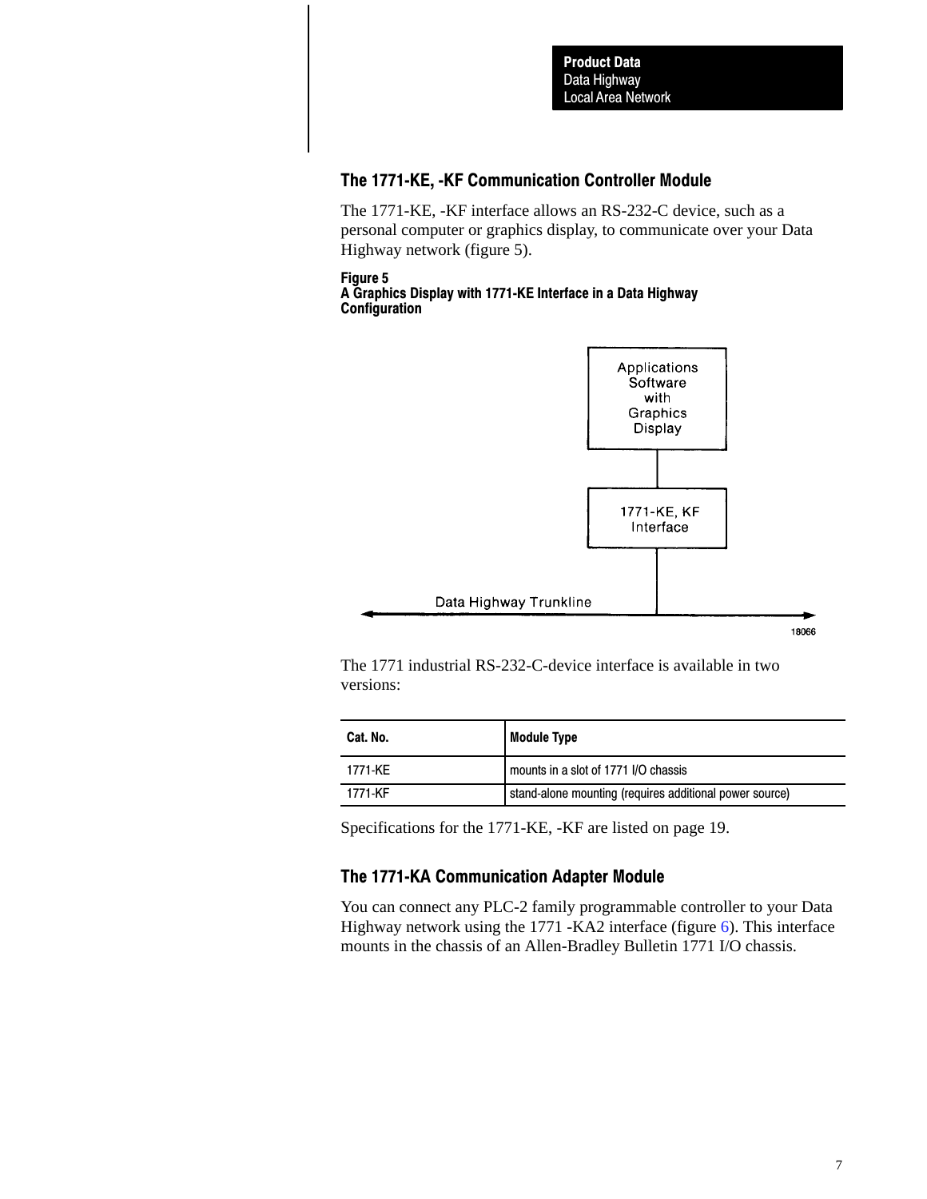## The 1771-KE, -KF Communication Controller Module

The 1771-KE, -KF interface allows an RS-232-C device, such as a personal computer or graphics display, to communicate over your Data Highway network (figure 5).

**Figure 5**
**A Graphics Display with 1771-KE Interface in a Data Highway Configuration**

Applications Software with Graphics Display

1771-KE, KF Interface

Data Highway Trunkline

18066

The 1771 industrial RS-232-C-device interface is available in two versions:

| Cat. No. | Module Type |
|---|---|
| 1771-KE | mounts in a slot of 1771 I/O chassis |
| 1771-KF | stand-alone mounting (requires additional power source) |

Specifications for the 1771-KE, -KF are listed on page 19.

## The 1771-KA Communication Adapter Module

You can connect any PLC-2 family programmable controller to your Data Highway network using the 1771 -KA2 interface (figure 6). This interface mounts in the chassis of an Allen-Bradley Bulletin 1771 I/O chassis.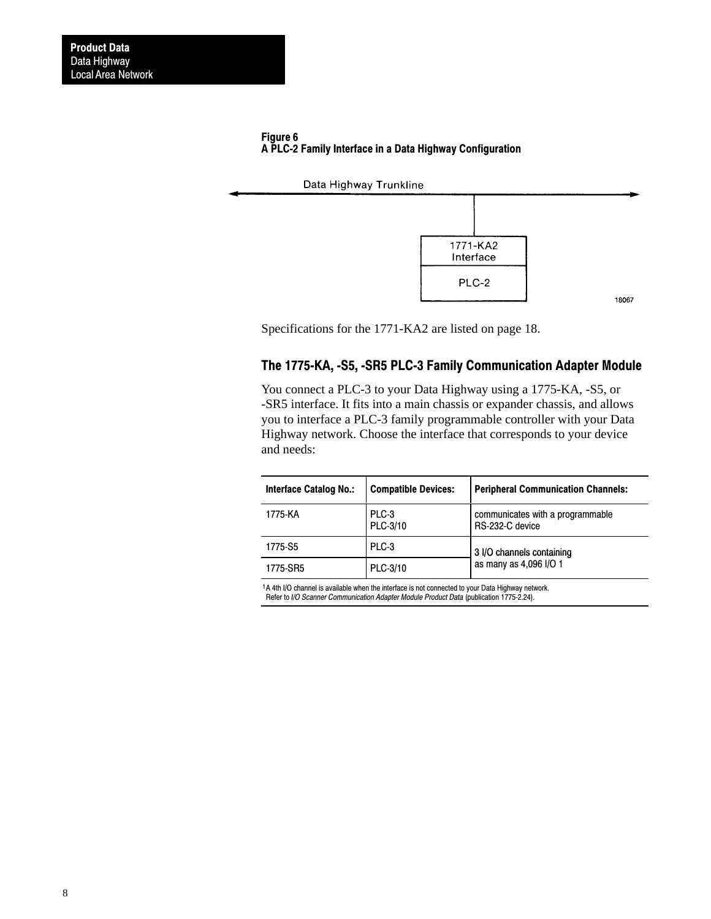Figure 6
A PLC-2 Family Interface in a Data Highway Configuration

Specifications for the 1771-KA2 are listed on page 18.

## The 1775-KA, -S5, -SR5 PLC-3 Family Communication Adapter Module

You connect a PLC-3 to your Data Highway using a 1775-KA, -S5, or -SR5 interface. It fits into a main chassis or expander chassis, and allows you to interface a PLC-3 family programmable controller with your Data Highway network. Choose the interface that corresponds to your device and needs:

| Interface Catalog No.: | Compatible Devices: | Peripheral Communication Channels: |
|---|---|---|
| 1775-KA | PLC-3<br>PLC-3/10 | communicates with a programmable RS-232-C device |
| 1775-S5 | PLC-3 | 3 I/O channels containing as many as 4,096 I/O [1] |
| 1775-SR5 | PLC-3/10 | |

[1] A 4th I/O channel is available when the interface is not connected to your Data Highway network. Refer to *I/O Scanner Communication Adapter Module Product Data* (publication 1775-2.24).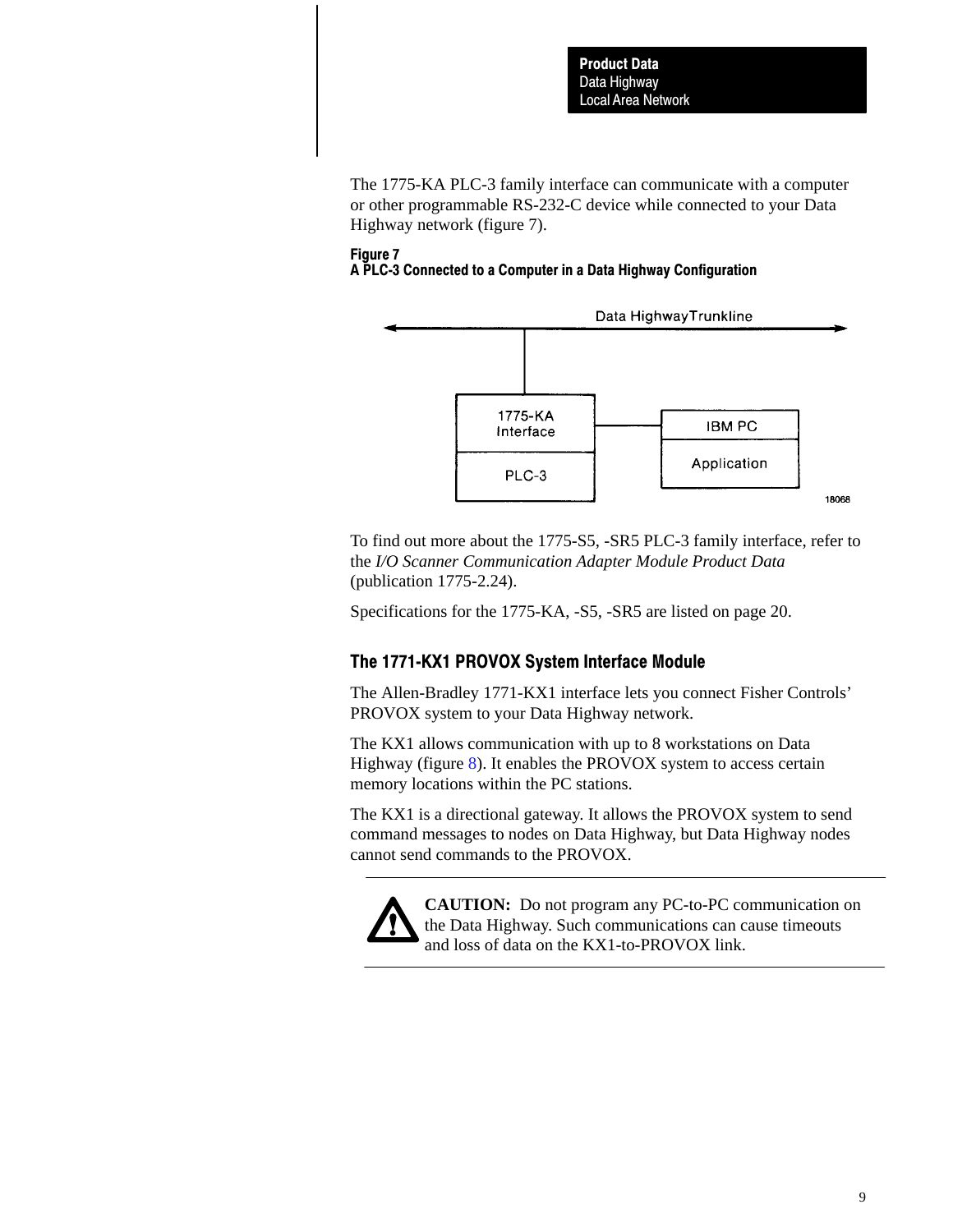The 1775-KA PLC-3 family interface can communicate with a computer or other programmable RS-232-C device while connected to your Data Highway network (figure 7).

**Figure 7**
**A PLC-3 Connected to a Computer in a Data Highway Configuration**

Data HighwayTrunkline

1775-KA Interface

PLC-3

IBM PC

Application

18068

To find out more about the 1775-S5, -SR5 PLC-3 family interface, refer to the *I/O Scanner Communication Adapter Module Product Data* (publication 1775-2.24).

Specifications for the 1775-KA, -S5, -SR5 are listed on page 20.

## The 1771-KX1 PROVOX System Interface Module

The Allen-Bradley 1771-KX1 interface lets you connect Fisher Controls' PROVOX system to your Data Highway network.

The KX1 allows communication with up to 8 workstations on Data Highway (figure 8). It enables the PROVOX system to access certain memory locations within the PC stations.

The KX1 is a directional gateway. It allows the PROVOX system to send command messages to nodes on Data Highway, but Data Highway nodes cannot send commands to the PROVOX.

**CAUTION:** Do not program any PC-to-PC communication on the Data Highway. Such communications can cause timeouts and loss of data on the KX1-to-PROVOX link.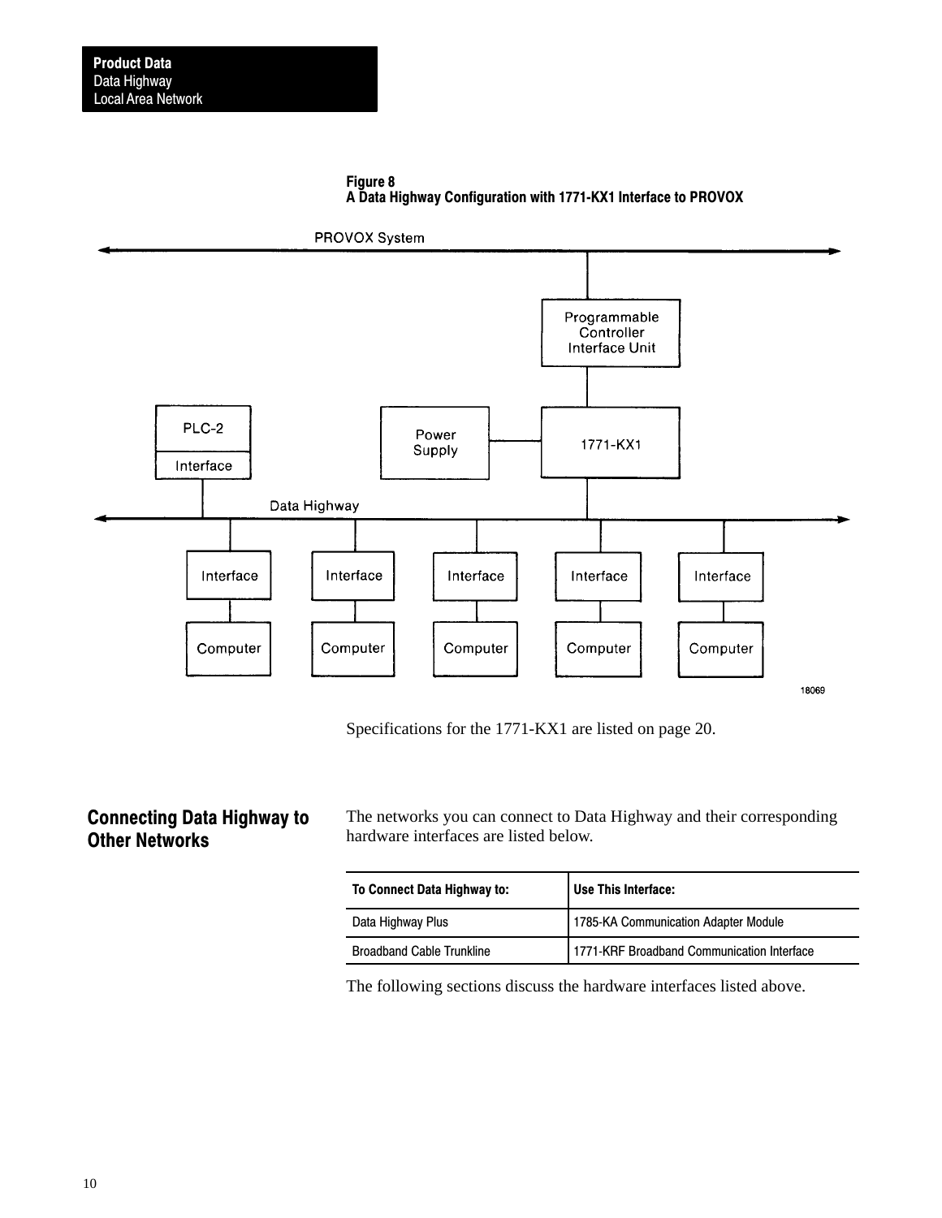**Figure 8**
**A Data Highway Configuration with 1771-KX1 Interface to PROVOX**

Specifications for the 1771-KX1 are listed on page 20.

## Connecting Data Highway to Other Networks

The networks you can connect to Data Highway and their corresponding hardware interfaces are listed below.

| To Connect Data Highway to: | Use This Interface: |
|---|---|
| Data Highway Plus | 1785-KA Communication Adapter Module |
| Broadband Cable Trunkline | 1771-KRF Broadband Communication Interface |

The following sections discuss the hardware interfaces listed above.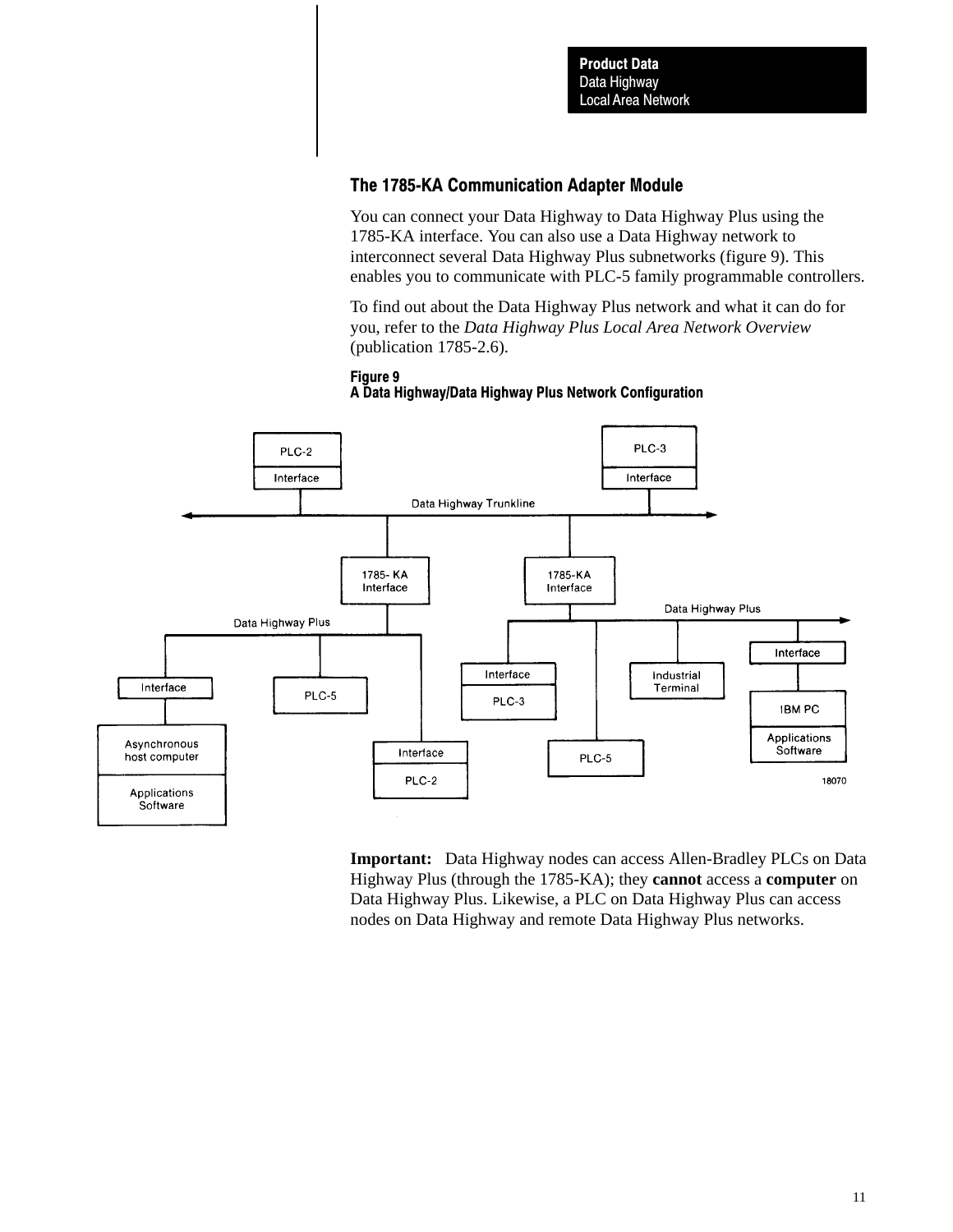## The 1785-KA Communication Adapter Module

You can connect your Data Highway to Data Highway Plus using the 1785-KA interface. You can also use a Data Highway network to interconnect several Data Highway Plus subnetworks (figure 9). This enables you to communicate with PLC-5 family programmable controllers.

To find out about the Data Highway Plus network and what it can do for you, refer to the *Data Highway Plus Local Area Network Overview* (publication 1785-2.6).

**Figure 9**
**A Data Highway/Data Highway Plus Network Configuration**

**Important:** Data Highway nodes can access Allen-Bradley PLCs on Data Highway Plus (through the 1785-KA); they **cannot** access a **computer** on Data Highway Plus. Likewise, a PLC on Data Highway Plus can access nodes on Data Highway and remote Data Highway Plus networks.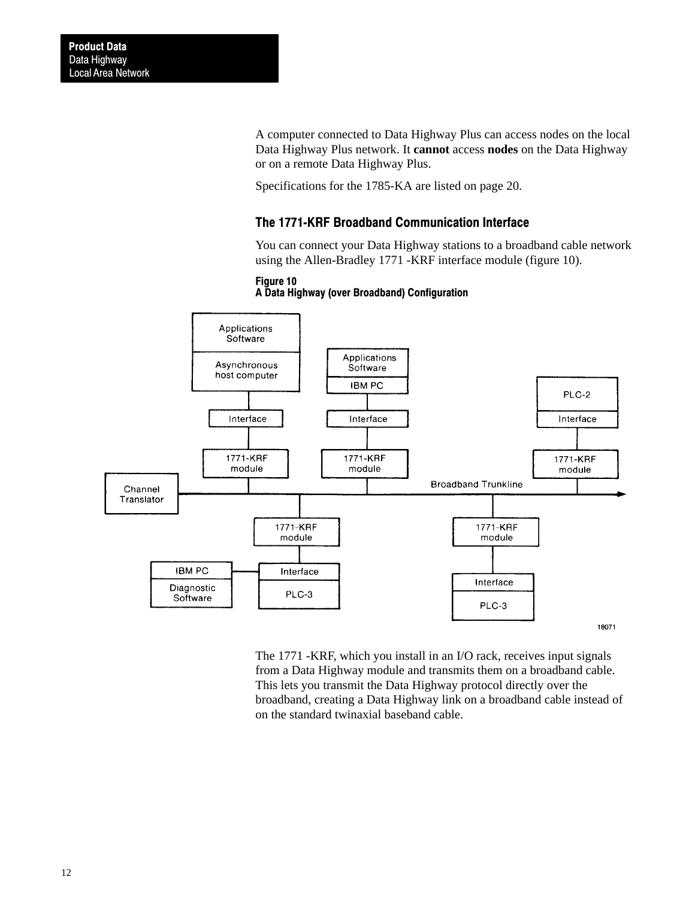A computer connected to Data Highway Plus can access nodes on the local Data Highway Plus network. It **cannot** access **nodes** on the Data Highway or on a remote Data Highway Plus.

Specifications for the 1785-KA are listed on page 20.

### The 1771-KRF Broadband Communication Interface

You can connect your Data Highway stations to a broadband cable network using the Allen-Bradley 1771 -KRF interface module (figure 10).

**Figure 10**
**A Data Highway (over Broadband) Configuration**

The 1771 -KRF, which you install in an I/O rack, receives input signals from a Data Highway module and transmits them on a broadband cable. This lets you transmit the Data Highway protocol directly over the broadband, creating a Data Highway link on a broadband cable instead of on the standard twinaxial baseband cable.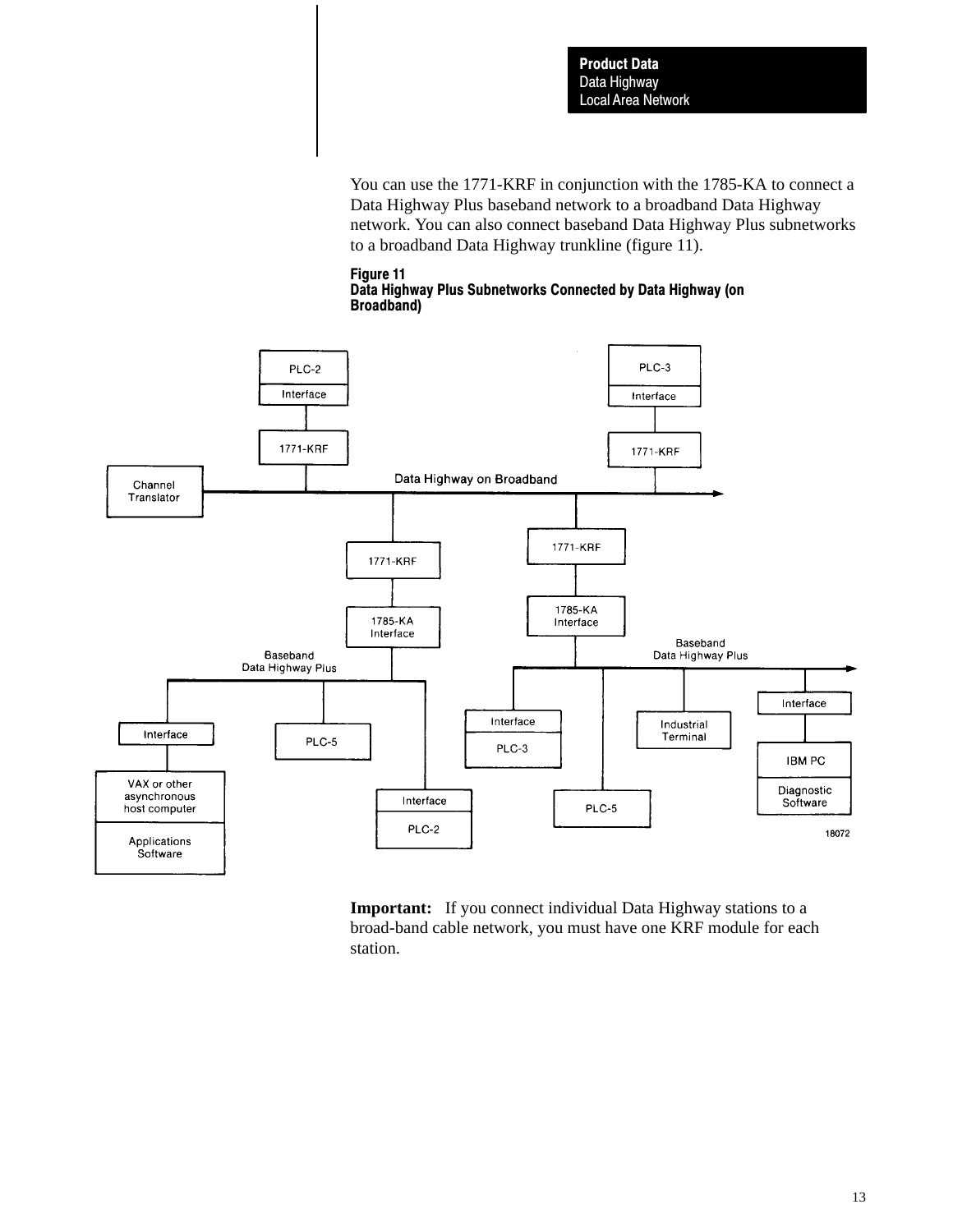You can use the 1771-KRF in conjunction with the 1785-KA to connect a Data Highway Plus baseband network to a broadband Data Highway network. You can also connect baseband Data Highway Plus subnetworks to a broadband Data Highway trunkline (figure 11).

**Figure 11**
**Data Highway Plus Subnetworks Connected by Data Highway (on Broadband)**

**Important:** If you connect individual Data Highway stations to a broad-band cable network, you must have one KRF module for each station.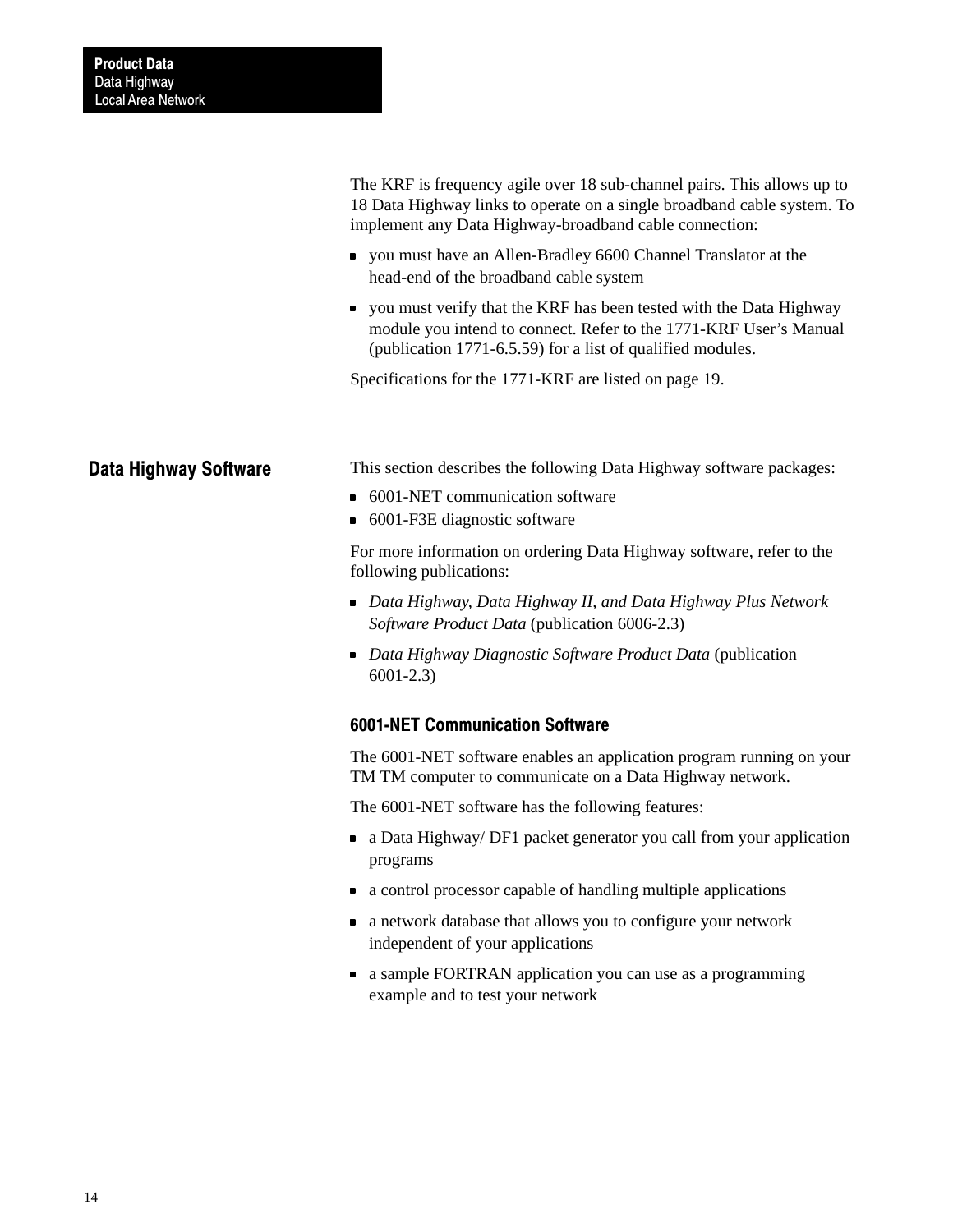The KRF is frequency agile over 18 sub-channel pairs. This allows up to 18 Data Highway links to operate on a single broadband cable system. To implement any Data Highway-broadband cable connection:

- you must have an Allen-Bradley 6600 Channel Translator at the head-end of the broadband cable system
- you must verify that the KRF has been tested with the Data Highway module you intend to connect. Refer to the 1771-KRF User's Manual (publication 1771-6.5.59) for a list of qualified modules.

Specifications for the 1771-KRF are listed on page 19.

## Data Highway Software

This section describes the following Data Highway software packages:

- 6001-NET communication software
- 6001-F3E diagnostic software

For more information on ordering Data Highway software, refer to the following publications:

- *Data Highway, Data Highway II, and Data Highway Plus Network Software Product Data* (publication 6006-2.3)
- *Data Highway Diagnostic Software Product Data* (publication 6001-2.3)

### 6001-NET Communication Software

The 6001-NET software enables an application program running on your TM TM computer to communicate on a Data Highway network.

The 6001-NET software has the following features:

- a Data Highway/ DF1 packet generator you call from your application programs
- a control processor capable of handling multiple applications
- a network database that allows you to configure your network independent of your applications
- a sample FORTRAN application you can use as a programming example and to test your network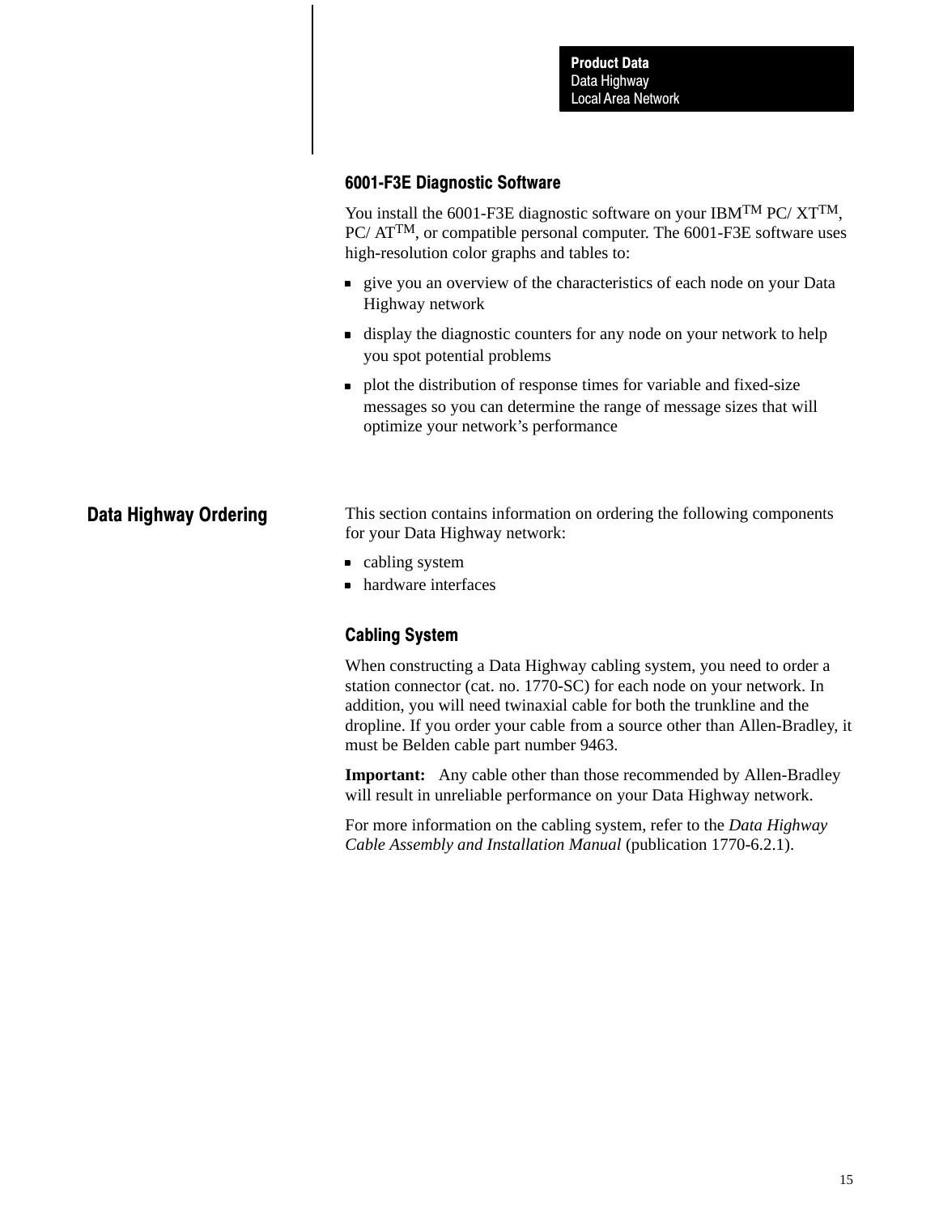### 6001-F3E Diagnostic Software

You install the 6001-F3E diagnostic software on your IBM™ PC/ XT™, PC/ AT™, or compatible personal computer. The 6001-F3E software uses high-resolution color graphs and tables to:

- give you an overview of the characteristics of each node on your Data Highway network
- display the diagnostic counters for any node on your network to help you spot potential problems
- plot the distribution of response times for variable and fixed-size messages so you can determine the range of message sizes that will optimize your network's performance

## Data Highway Ordering

This section contains information on ordering the following components for your Data Highway network:

- cabling system
- hardware interfaces

### Cabling System

When constructing a Data Highway cabling system, you need to order a station connector (cat. no. 1770-SC) for each node on your network. In addition, you will need twinaxial cable for both the trunkline and the dropline. If you order your cable from a source other than Allen-Bradley, it must be Belden cable part number 9463.

**Important:** Any cable other than those recommended by Allen-Bradley will result in unreliable performance on your Data Highway network.

For more information on the cabling system, refer to the *Data Highway Cable Assembly and Installation Manual* (publication 1770-6.2.1).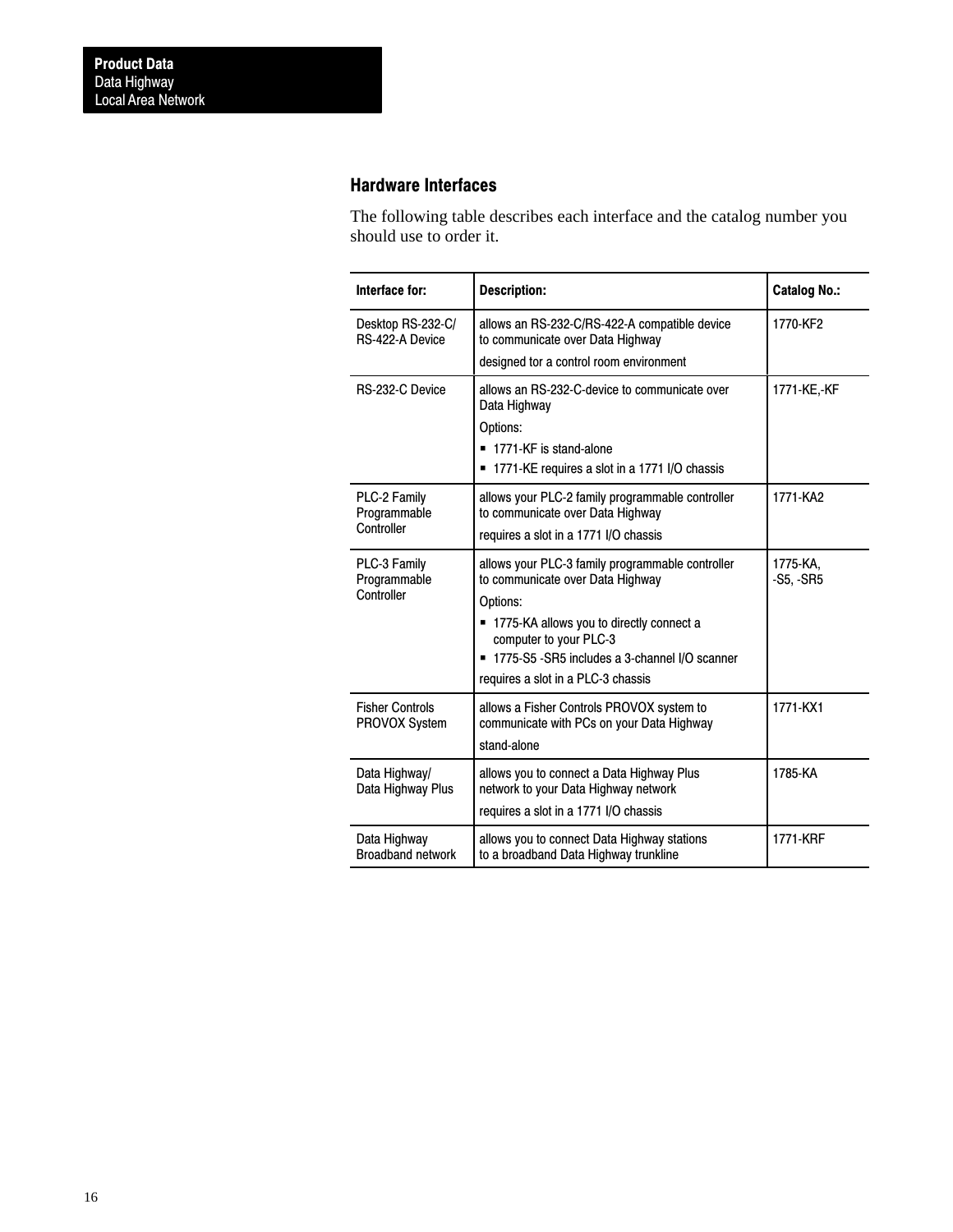## Hardware Interfaces

The following table describes each interface and the catalog number you should use to order it.

| Interface for: | Description: | Catalog No.: |
|---|---|---|
| Desktop RS-232-C/ RS-422-A Device | allows an RS-232-C/RS-422-A compatible device to communicate over Data Highway<br>designed tor a control room environment | 1770-KF2 |
| RS-232-C Device | allows an RS-232-C-device to communicate over Data Highway<br>Options:<br>▪ 1771-KF is stand-alone<br>▪ 1771-KE requires a slot in a 1771 I/O chassis | 1771-KE,-KF |
| PLC-2 Family Programmable Controller | allows your PLC-2 family programmable controller to communicate over Data Highway<br>requires a slot in a 1771 I/O chassis | 1771-KA2 |
| PLC-3 Family Programmable Controller | allows your PLC-3 family programmable controller to communicate over Data Highway<br>Options:<br>▪ 1775-KA allows you to directly connect a computer to your PLC-3<br>▪ 1775-S5 -SR5 includes a 3-channel I/O scanner<br>requires a slot in a PLC-3 chassis | 1775-KA, -S5, -SR5 |
| Fisher Controls PROVOX System | allows a Fisher Controls PROVOX system to communicate with PCs on your Data Highway<br>stand-alone | 1771-KX1 |
| Data Highway/ Data Highway Plus | allows you to connect a Data Highway Plus network to your Data Highway network<br>requires a slot in a 1771 I/O chassis | 1785-KA |
| Data Highway Broadband network | allows you to connect Data Highway stations to a broadband Data Highway trunkline | 1771-KRF |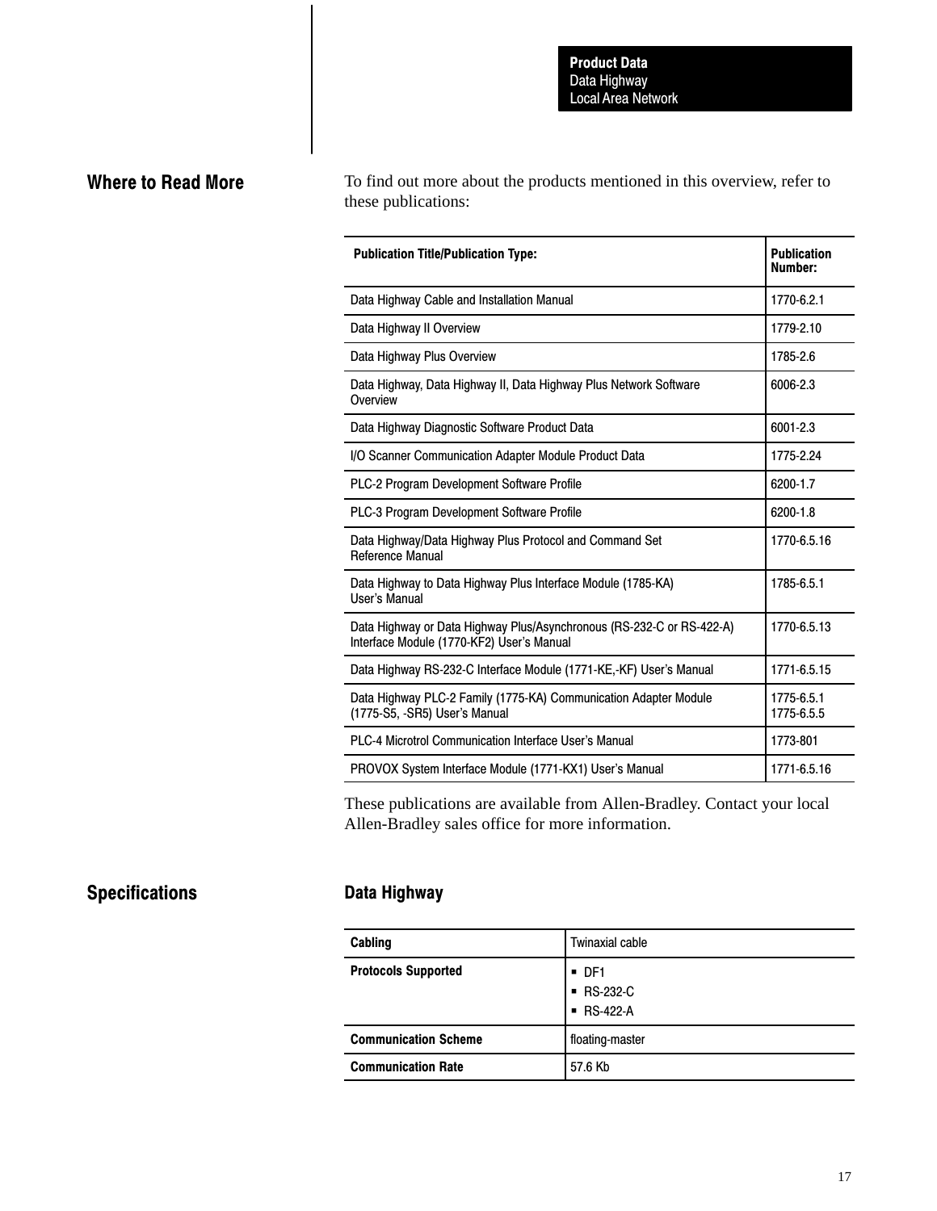## Where to Read More

To find out more about the products mentioned in this overview, refer to these publications:

| Publication Title/Publication Type: | Publication Number: |
|---|---|
| Data Highway Cable and Installation Manual | 1770-6.2.1 |
| Data Highway II Overview | 1779-2.10 |
| Data Highway Plus Overview | 1785-2.6 |
| Data Highway, Data Highway II, Data Highway Plus Network Software Overview | 6006-2.3 |
| Data Highway Diagnostic Software Product Data | 6001-2.3 |
| I/O Scanner Communication Adapter Module Product Data | 1775-2.24 |
| PLC-2 Program Development Software Profile | 6200-1.7 |
| PLC-3 Program Development Software Profile | 6200-1.8 |
| Data Highway/Data Highway Plus Protocol and Command Set Reference Manual | 1770-6.5.16 |
| Data Highway to Data Highway Plus Interface Module (1785-KA) User's Manual | 1785-6.5.1 |
| Data Highway or Data Highway Plus/Asynchronous (RS-232-C or RS-422-A) Interface Module (1770-KF2) User's Manual | 1770-6.5.13 |
| Data Highway RS-232-C Interface Module (1771-KE,-KF) User's Manual | 1771-6.5.15 |
| Data Highway PLC-2 Family (1775-KA) Communication Adapter Module (1775-S5, -SR5) User's Manual | 1775-6.5.1<br>1775-6.5.5 |
| PLC-4 Microtrol Communication Interface User's Manual | 1773-801 |
| PROVOX System Interface Module (1771-KX1) User's Manual | 1771-6.5.16 |

These publications are available from Allen-Bradley. Contact your local Allen-Bradley sales office for more information.

## Specifications

### Data Highway

| | |
|---|---|
| **Cabling** | Twinaxial cable |
| **Protocols Supported** | ▪ DF1<br>▪ RS-232-C<br>▪ RS-422-A |
| **Communication Scheme** | floating-master |
| **Communication Rate** | 57.6 Kb |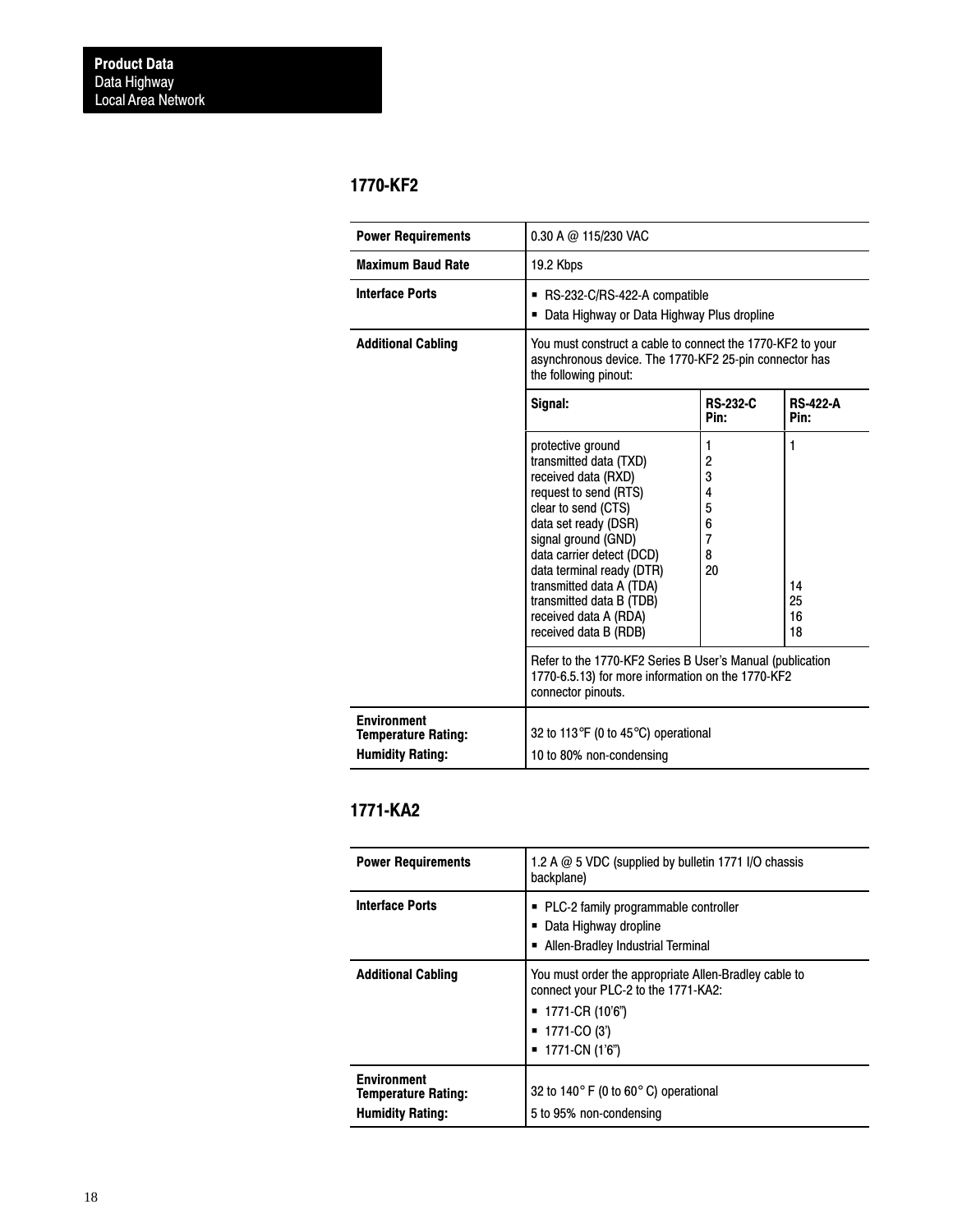## 1770-KF2

| | | | |
|---|---|---|---|
| **Power Requirements** | 0.30 A @ 115/230 VAC | | |
| **Maximum Baud Rate** | 19.2 Kbps | | |
| **Interface Ports** | ■ RS-232-C/RS-422-A compatible<br>■ Data Highway or Data Highway Plus dropline | | |
| **Additional Cabling** | You must construct a cable to connect the 1770-KF2 to your asynchronous device. The 1770-KF2 25-pin connector has the following pinout: | | |
| | **Signal:** | **RS-232-C Pin:** | **RS-422-A Pin:** |
| | protective ground | 1 | 1 |
| | transmitted data (TXD) | 2 | |
| | received data (RXD) | 3 | |
| | request to send (RTS) | 4 | |
| | clear to send (CTS) | 5 | |
| | data set ready (DSR) | 6 | |
| | signal ground (GND) | 7 | |
| | data carrier detect (DCD) | 8 | |
| | data terminal ready (DTR) | 20 | |
| | transmitted data A (TDA) | | 14 |
| | transmitted data B (TDB) | | 25 |
| | received data A (RDA) | | 16 |
| | received data B (RDB) | | 18 |
| | Refer to the 1770-KF2 Series B User's Manual (publication 1770-6.5.13) for more information on the 1770-KF2 connector pinouts. | | |
| **Environment**<br>**Temperature Rating:**<br>**Humidity Rating:** | 32 to 113°F (0 to 45°C) operational<br>10 to 80% non-condensing | | |

## 1771-KA2

| | |
|---|---|
| **Power Requirements** | 1.2 A @ 5 VDC (supplied by bulletin 1771 I/O chassis backplane) |
| **Interface Ports** | ■ PLC-2 family programmable controller<br>■ Data Highway dropline<br>■ Allen-Bradley Industrial Terminal |
| **Additional Cabling** | You must order the appropriate Allen-Bradley cable to connect your PLC-2 to the 1771-KA2:<br>■ 1771-CR (10'6")<br>■ 1771-CO (3')<br>■ 1771-CN (1'6") |
| **Environment**<br>**Temperature Rating:**<br>**Humidity Rating:** | 32 to 140° F (0 to 60° C) operational<br>5 to 95% non-condensing |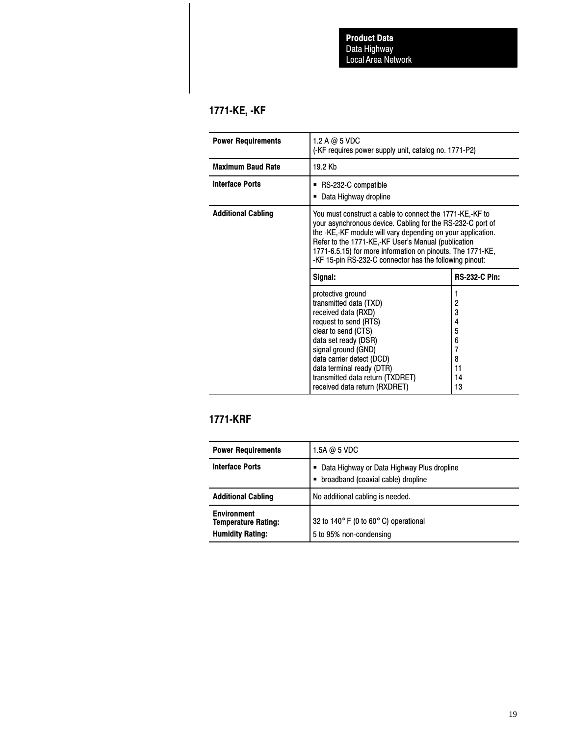## 1771-KE, -KF

| | | |
|---|---|---|
| **Power Requirements** | 1.2 A @ 5 VDC<br>(-KF requires power supply unit, catalog no. 1771-P2) | |
| **Maximum Baud Rate** | 19.2 Kb | |
| **Interface Ports** | ■ RS-232-C compatible<br>■ Data Highway dropline | |
| **Additional Cabling** | You must construct a cable to connect the 1771-KE,-KF to your asynchronous device. Cabling for the RS-232-C port of the -KE,-KF module will vary depending on your application. Refer to the 1771-KE,-KF User's Manual (publication 1771-6.5.15) for more information on pinouts. The 1771-KE, -KF 15-pin RS-232-C connector has the following pinout: | |
| | **Signal:** | **RS-232-C Pin:** |
| | protective ground | 1 |
| | transmitted data (TXD) | 2 |
| | received data (RXD) | 3 |
| | request to send (RTS) | 4 |
| | clear to send (CTS) | 5 |
| | data set ready (DSR) | 6 |
| | signal ground (GND) | 7 |
| | data carrier detect (DCD) | 8 |
| | data terminal ready (DTR) | 11 |
| | transmitted data return (TXDRET) | 14 |
| | received data return (RXDRET) | 13 |

## 1771-KRF

| | |
|---|---|
| **Power Requirements** | 1.5A @ 5 VDC |
| **Interface Ports** | ■ Data Highway or Data Highway Plus dropline<br>■ broadband (coaxial cable) dropline |
| **Additional Cabling** | No additional cabling is needed. |
| **Environment**<br>**Temperature Rating:**<br>**Humidity Rating:** | <br>32 to 140° F (0 to 60° C) operational<br>5 to 95% non-condensing |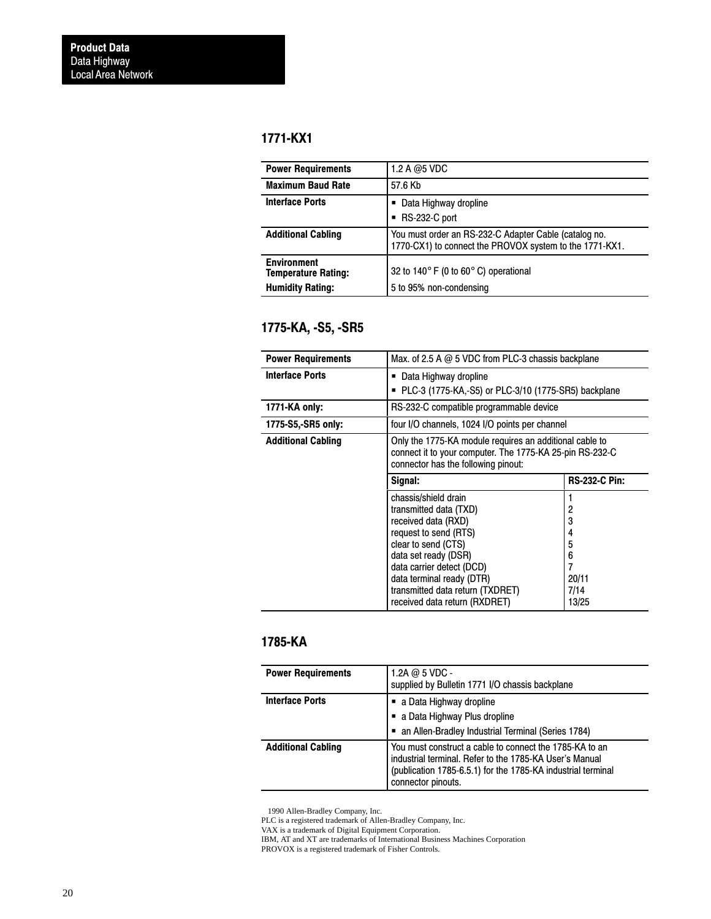**Product Data**
Data Highway
Local Area Network

## 1771-KX1

| | |
|---|---|
| **Power Requirements** | 1.2 A @5 VDC |
| **Maximum Baud Rate** | 57.6 Kb |
| **Interface Ports** | ▪ Data Highway dropline<br>▪ RS-232-C port |
| **Additional Cabling** | You must order an RS-232-C Adapter Cable (catalog no. 1770-CX1) to connect the PROVOX system to the 1771-KX1. |
| **Environment**<br>**Temperature Rating:**<br>**Humidity Rating:** | 32 to 140° F (0 to 60° C) operational<br>5 to 95% non-condensing |

## 1775-KA, -S5, -SR5

| | | |
|---|---|---|
| **Power Requirements** | Max. of 2.5 A @ 5 VDC from PLC-3 chassis backplane | |
| **Interface Ports** | ▪ Data Highway dropline<br>▪ PLC-3 (1775-KA,-S5) or PLC-3/10 (1775-SR5) backplane | |
| **1771-KA only:** | RS-232-C compatible programmable device | |
| **1775-S5,-SR5 only:** | four I/O channels, 1024 I/O points per channel | |
| **Additional Cabling** | Only the 1775-KA module requires an additional cable to connect it to your computer. The 1775-KA 25-pin RS-232-C connector has the following pinout: | |
| | **Signal:** | **RS-232-C Pin:** |
| | chassis/shield drain | 1 |
| | transmitted data (TXD) | 2 |
| | received data (RXD) | 3 |
| | request to send (RTS) | 4 |
| | clear to send (CTS) | 5 |
| | data set ready (DSR) | 6 |
| | data carrier detect (DCD) | 7 |
| | data terminal ready (DTR) | 20/11 |
| | transmitted data return (TXDRET) | 7/14 |
| | received data return (RXDRET) | 13/25 |

## 1785-KA

| | |
|---|---|
| **Power Requirements** | 1.2A @ 5 VDC -<br>supplied by Bulletin 1771 I/O chassis backplane |
| **Interface Ports** | ▪ a Data Highway dropline<br>▪ a Data Highway Plus dropline<br>▪ an Allen-Bradley Industrial Terminal (Series 1784) |
| **Additional Cabling** | You must construct a cable to connect the 1785-KA to an industrial terminal. Refer to the 1785-KA User's Manual (publication 1785-6.5.1) for the 1785-KA industrial terminal connector pinouts. |

1990 Allen-Bradley Company, Inc.
PLC is a registered trademark of Allen-Bradley Company, Inc.
VAX is a trademark of Digital Equipment Corporation.
IBM, AT and XT are trademarks of International Business Machines Corporation
PROVOX is a registered trademark of Fisher Controls.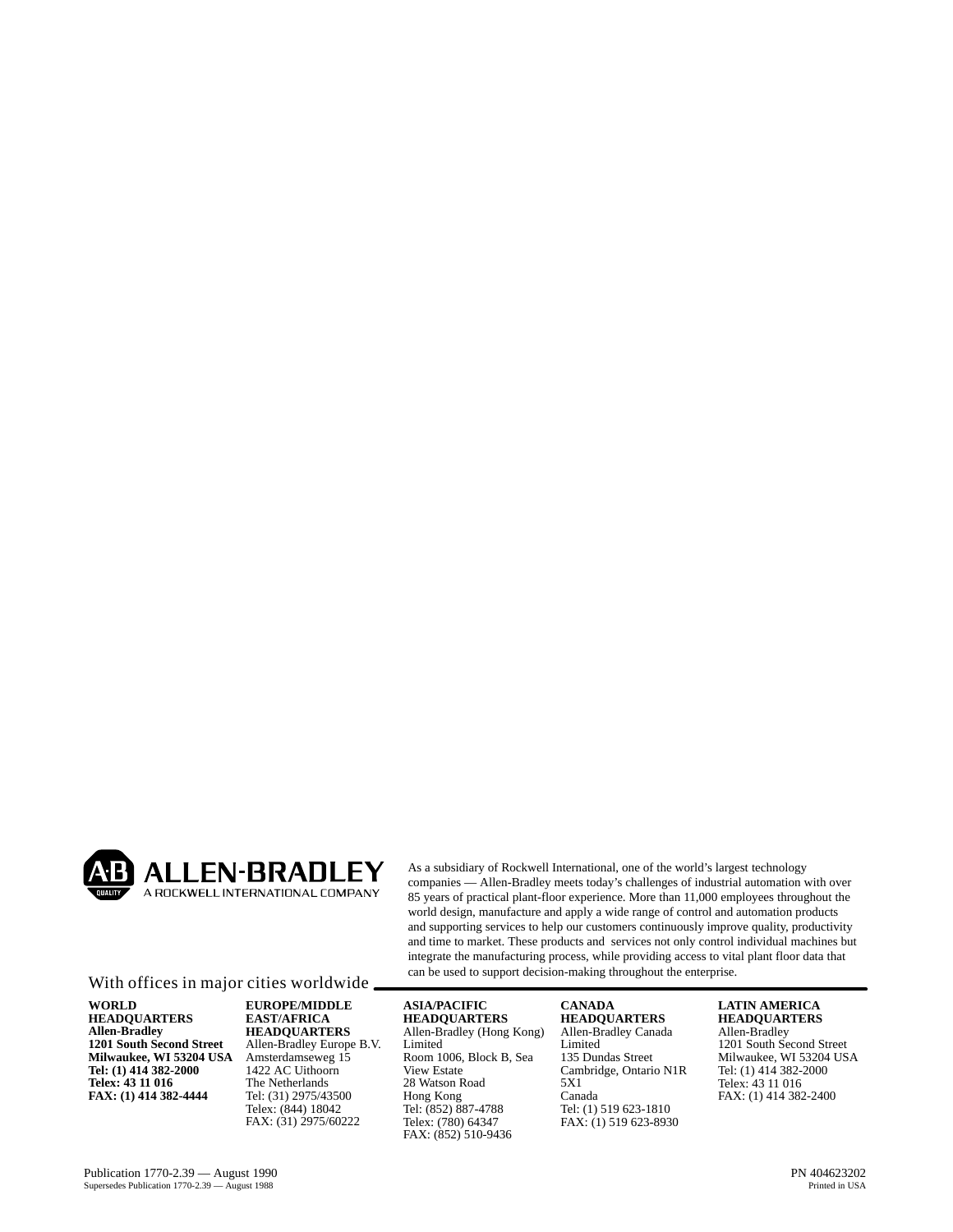**ALLEN-BRADLEY**
A ROCKWELL INTERNATIONAL COMPANY

As a subsidiary of Rockwell International, one of the world's largest technology companies — Allen-Bradley meets today's challenges of industrial automation with over 85 years of practical plant-floor experience. More than 11,000 employees throughout the world design, manufacture and apply a wide range of control and automation products and supporting services to help our customers continuously improve quality, productivity and time to market. These products and services not only control individual machines but integrate the manufacturing process, while providing access to vital plant floor data that can be used to support decision-making throughout the enterprise.

With offices in major cities worldwide

**WORLD HEADQUARTERS**
**Allen-Bradley**
**1201 South Second Street**
**Milwaukee, WI 53204 USA**
**Tel: (1) 414 382-2000**
**Telex: 43 11 016**
**FAX: (1) 414 382-4444**

**EUROPE/MIDDLE EAST/AFRICA HEADQUARTERS**
Allen-Bradley Europe B.V.
Amsterdamseweg 15
1422 AC Uithoorn
The Netherlands
Tel: (31) 2975/43500
Telex: (844) 18042
FAX: (31) 2975/60222

**ASIA/PACIFIC HEADQUARTERS**
Allen-Bradley (Hong Kong) Limited
Room 1006, Block B, Sea View Estate
28 Watson Road
Hong Kong
Tel: (852) 887-4788
Telex: (780) 64347
FAX: (852) 510-9436

**CANADA HEADQUARTERS**
Allen-Bradley Canada Limited
135 Dundas Street
Cambridge, Ontario N1R 5X1
Canada
Tel: (1) 519 623-1810
FAX: (1) 519 623-8930

**LATIN AMERICA HEADQUARTERS**
Allen-Bradley
1201 South Second Street
Milwaukee, WI 53204 USA
Tel: (1) 414 382-2000
Telex: 43 11 016
FAX: (1) 414 382-2400

Publication 1770-2.39 — August 1990
Supersedes Publication 1770-2.39 — August 1988

PN 404623202
Printed in USA